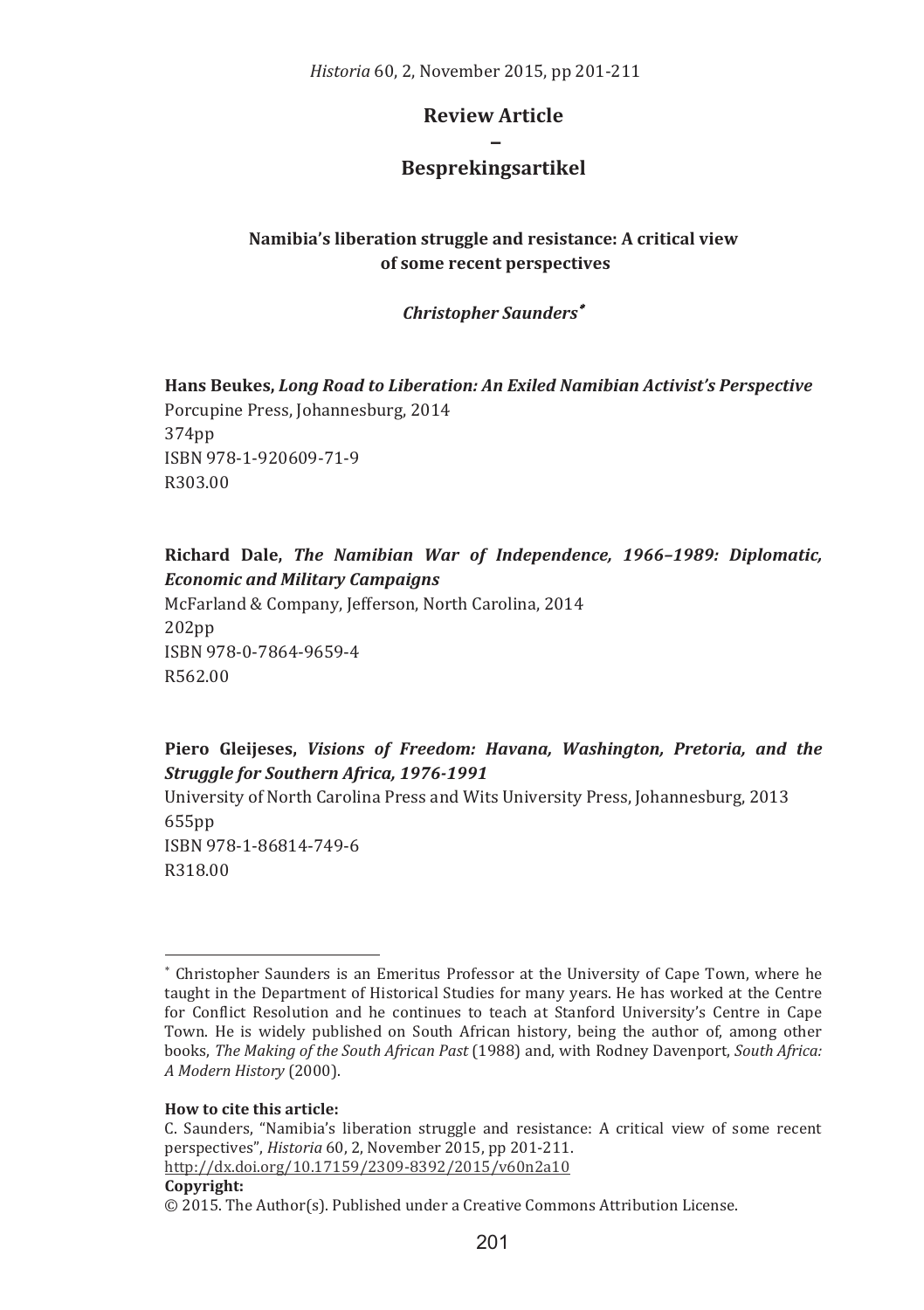# Review Article
# –
# Besprekingsartikel

## Namibia's liberation struggle and resistance: A critical view of some recent perspectives

***Christopher Saunders***[*]

**Hans Beukes, *Long Road to Liberation: An Exiled Namibian Activist's Perspective***
Porcupine Press, Johannesburg, 2014
374pp
ISBN 978-1-920609-71-9
R303.00

**Richard Dale, *The Namibian War of Independence, 1966–1989: Diplomatic, Economic and Military Campaigns***
McFarland & Company, Jefferson, North Carolina, 2014
202pp
ISBN 978-0-7864-9659-4
R562.00

**Piero Gleijeses, *Visions of Freedom: Havana, Washington, Pretoria, and the Struggle for Southern Africa, 1976-1991***
University of North Carolina Press and Wits University Press, Johannesburg, 2013
655pp
ISBN 978-1-86814-749-6
R318.00

---

[*] Christopher Saunders is an Emeritus Professor at the University of Cape Town, where he taught in the Department of Historical Studies for many years. He has worked at the Centre for Conflict Resolution and he continues to teach at Stanford University's Centre in Cape Town. He is widely published on South African history, being the author of, among other books, *The Making of the South African Past* (1988) and, with Rodney Davenport, *South Africa: A Modern History* (2000).

**How to cite this article:**
C. Saunders, "Namibia's liberation struggle and resistance: A critical view of some recent perspectives", *Historia* 60, 2, November 2015, pp 201-211.
http://dx.doi.org/10.17159/2309-8392/2015/v60n2a10

**Copyright:**
© 2015. The Author(s). Published under a Creative Commons Attribution License.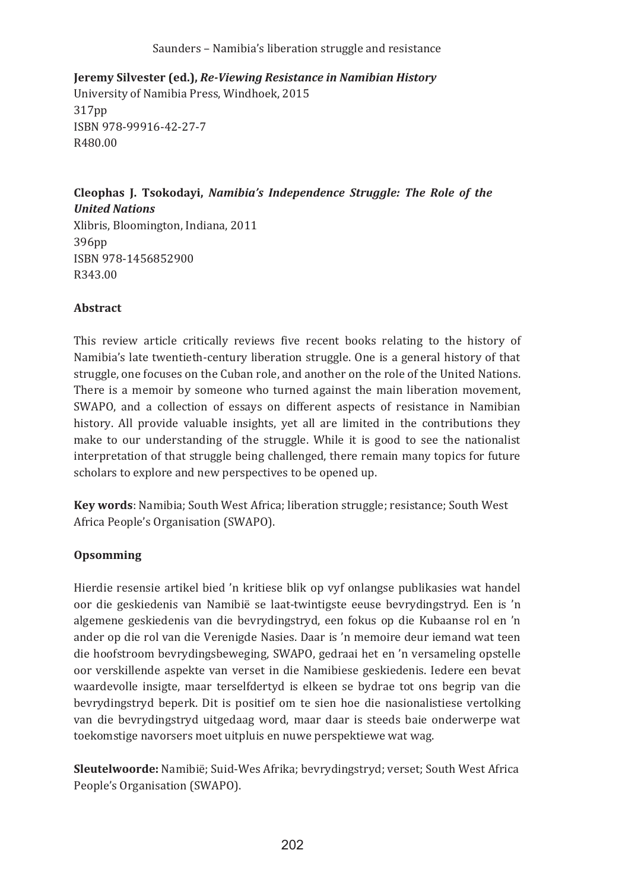**Jeremy Silvester (ed.),** ***Re-Viewing Resistance in Namibian History***
University of Namibia Press, Windhoek, 2015
317pp
ISBN 978-99916-42-27-7
R480.00

**Cleophas J. Tsokodayi,** ***Namibia's Independence Struggle: The Role of the United Nations***
Xlibris, Bloomington, Indiana, 2011
396pp
ISBN 978-1456852900
R343.00

**Abstract**

This review article critically reviews five recent books relating to the history of Namibia's late twentieth-century liberation struggle. One is a general history of that struggle, one focuses on the Cuban role, and another on the role of the United Nations. There is a memoir by someone who turned against the main liberation movement, SWAPO, and a collection of essays on different aspects of resistance in Namibian history. All provide valuable insights, yet all are limited in the contributions they make to our understanding of the struggle. While it is good to see the nationalist interpretation of that struggle being challenged, there remain many topics for future scholars to explore and new perspectives to be opened up.

**Key words**: Namibia; South West Africa; liberation struggle; resistance; South West Africa People's Organisation (SWAPO).

**Opsomming**

Hierdie resensie artikel bied 'n kritiese blik op vyf onlangse publikasies wat handel oor die geskiedenis van Namibië se laat-twintigste eeuse bevrydingstryd. Een is 'n algemene geskiedenis van die bevrydingstryd, een fokus op die Kubaanse rol en 'n ander op die rol van die Verenigde Nasies. Daar is 'n memoire deur iemand wat teen die hoofstroom bevrydingsbeweging, SWAPO, gedraai het en 'n versameling opstelle oor verskillende aspekte van verset in die Namibiese geskiedenis. Iedere een bevat waardevolle insigte, maar terselfdertyd is elkeen se bydrae tot ons begrip van die bevrydingstryd beperk. Dit is positief om te sien hoe die nasionalistiese vertolking van die bevrydingstryd uitgedaag word, maar daar is steeds baie onderwerpe wat toekomstige navorsers moet uitpluis en nuwe perspektiewe wat wag.

**Sleutelwoorde:** Namibië; Suid-Wes Afrika; bevrydingstryd; verset; South West Africa People's Organisation (SWAPO).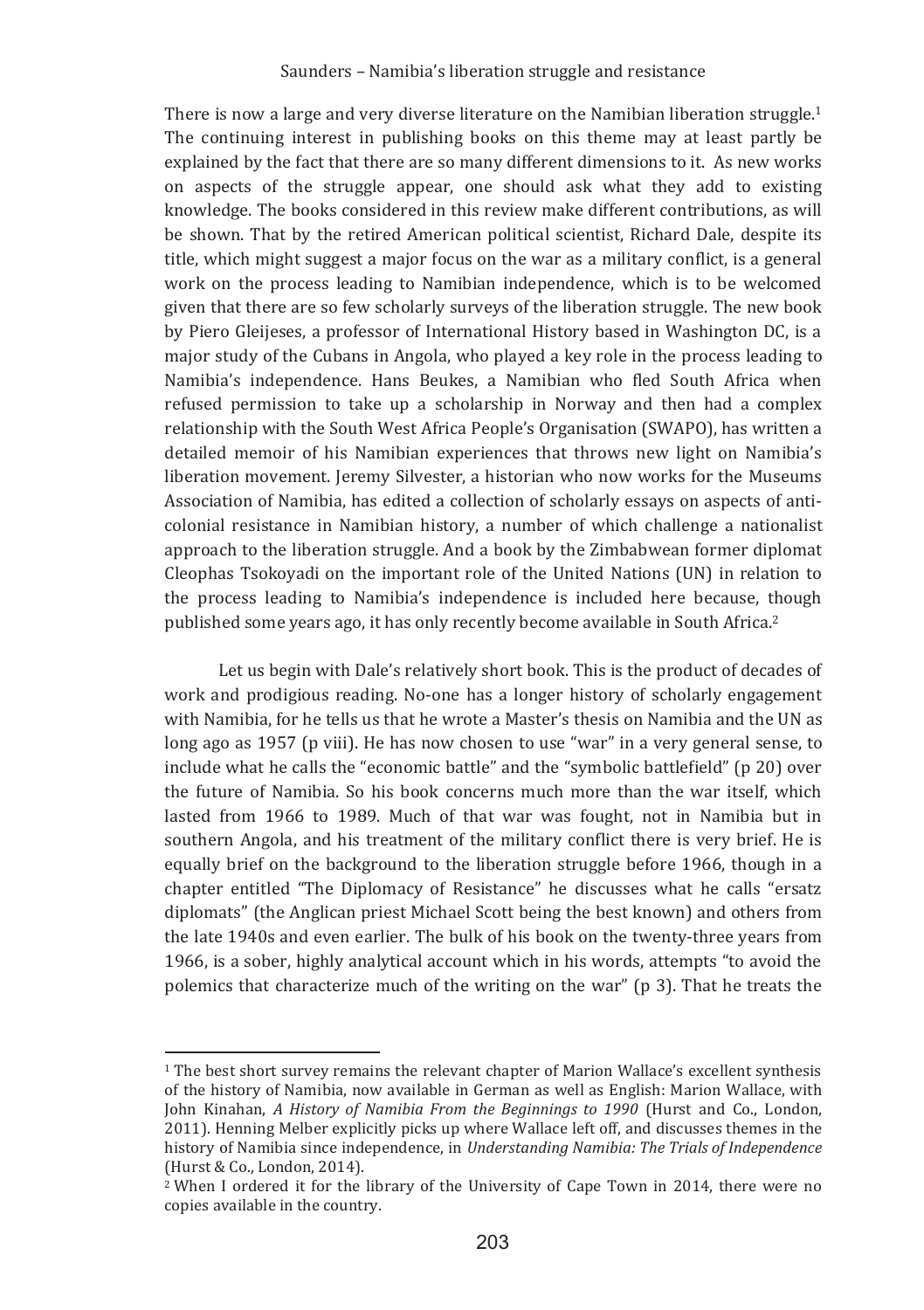There is now a large and very diverse literature on the Namibian liberation struggle.[1] The continuing interest in publishing books on this theme may at least partly be explained by the fact that there are so many different dimensions to it. As new works on aspects of the struggle appear, one should ask what they add to existing knowledge. The books considered in this review make different contributions, as will be shown. That by the retired American political scientist, Richard Dale, despite its title, which might suggest a major focus on the war as a military conflict, is a general work on the process leading to Namibian independence, which is to be welcomed given that there are so few scholarly surveys of the liberation struggle. The new book by Piero Gleijeses, a professor of International History based in Washington DC, is a major study of the Cubans in Angola, who played a key role in the process leading to Namibia's independence. Hans Beukes, a Namibian who fled South Africa when refused permission to take up a scholarship in Norway and then had a complex relationship with the South West Africa People's Organisation (SWAPO), has written a detailed memoir of his Namibian experiences that throws new light on Namibia's liberation movement. Jeremy Silvester, a historian who now works for the Museums Association of Namibia, has edited a collection of scholarly essays on aspects of anti-colonial resistance in Namibian history, a number of which challenge a nationalist approach to the liberation struggle. And a book by the Zimbabwean former diplomat Cleophas Tsokoyadi on the important role of the United Nations (UN) in relation to the process leading to Namibia's independence is included here because, though published some years ago, it has only recently become available in South Africa.[2]

Let us begin with Dale's relatively short book. This is the product of decades of work and prodigious reading. No-one has a longer history of scholarly engagement with Namibia, for he tells us that he wrote a Master's thesis on Namibia and the UN as long ago as 1957 (p viii). He has now chosen to use "war" in a very general sense, to include what he calls the "economic battle" and the "symbolic battlefield" (p 20) over the future of Namibia. So his book concerns much more than the war itself, which lasted from 1966 to 1989. Much of that war was fought, not in Namibia but in southern Angola, and his treatment of the military conflict there is very brief. He is equally brief on the background to the liberation struggle before 1966, though in a chapter entitled "The Diplomacy of Resistance" he discusses what he calls "ersatz diplomats" (the Anglican priest Michael Scott being the best known) and others from the late 1940s and even earlier. The bulk of his book on the twenty-three years from 1966, is a sober, highly analytical account which in his words, attempts "to avoid the polemics that characterize much of the writing on the war" (p 3). That he treats the

[1] The best short survey remains the relevant chapter of Marion Wallace's excellent synthesis of the history of Namibia, now available in German as well as English: Marion Wallace, with John Kinahan, *A History of Namibia From the Beginnings to 1990* (Hurst and Co., London, 2011). Henning Melber explicitly picks up where Wallace left off, and discusses themes in the history of Namibia since independence, in *Understanding Namibia: The Trials of Independence* (Hurst & Co., London, 2014).

[2] When I ordered it for the library of the University of Cape Town in 2014, there were no copies available in the country.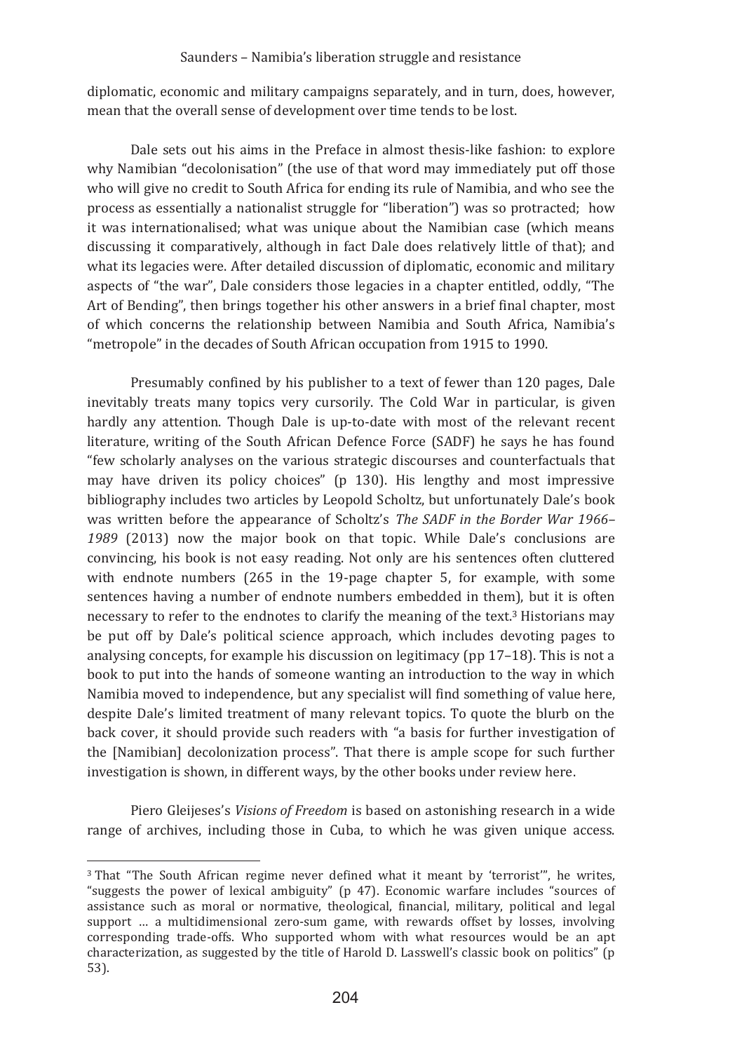diplomatic, economic and military campaigns separately, and in turn, does, however, mean that the overall sense of development over time tends to be lost.

Dale sets out his aims in the Preface in almost thesis-like fashion: to explore why Namibian "decolonisation" (the use of that word may immediately put off those who will give no credit to South Africa for ending its rule of Namibia, and who see the process as essentially a nationalist struggle for "liberation") was so protracted; how it was internationalised; what was unique about the Namibian case (which means discussing it comparatively, although in fact Dale does relatively little of that); and what its legacies were. After detailed discussion of diplomatic, economic and military aspects of "the war", Dale considers those legacies in a chapter entitled, oddly, "The Art of Bending", then brings together his other answers in a brief final chapter, most of which concerns the relationship between Namibia and South Africa, Namibia's "metropole" in the decades of South African occupation from 1915 to 1990.

Presumably confined by his publisher to a text of fewer than 120 pages, Dale inevitably treats many topics very cursorily. The Cold War in particular, is given hardly any attention. Though Dale is up-to-date with most of the relevant recent literature, writing of the South African Defence Force (SADF) he says he has found "few scholarly analyses on the various strategic discourses and counterfactuals that may have driven its policy choices" (p 130). His lengthy and most impressive bibliography includes two articles by Leopold Scholtz, but unfortunately Dale's book was written before the appearance of Scholtz's *The SADF in the Border War 1966–1989* (2013) now the major book on that topic. While Dale's conclusions are convincing, his book is not easy reading. Not only are his sentences often cluttered with endnote numbers (265 in the 19-page chapter 5, for example, with some sentences having a number of endnote numbers embedded in them), but it is often necessary to refer to the endnotes to clarify the meaning of the text.[3] Historians may be put off by Dale's political science approach, which includes devoting pages to analysing concepts, for example his discussion on legitimacy (pp 17–18). This is not a book to put into the hands of someone wanting an introduction to the way in which Namibia moved to independence, but any specialist will find something of value here, despite Dale's limited treatment of many relevant topics. To quote the blurb on the back cover, it should provide such readers with "a basis for further investigation of the [Namibian] decolonization process". That there is ample scope for such further investigation is shown, in different ways, by the other books under review here.

Piero Gleijeses's *Visions of Freedom* is based on astonishing research in a wide range of archives, including those in Cuba, to which he was given unique access.

---

[3] That "The South African regime never defined what it meant by 'terrorist'", he writes, "suggests the power of lexical ambiguity" (p 47). Economic warfare includes "sources of assistance such as moral or normative, theological, financial, military, political and legal support … a multidimensional zero-sum game, with rewards offset by losses, involving corresponding trade-offs. Who supported whom with what resources would be an apt characterization, as suggested by the title of Harold D. Lasswell's classic book on politics" (p 53).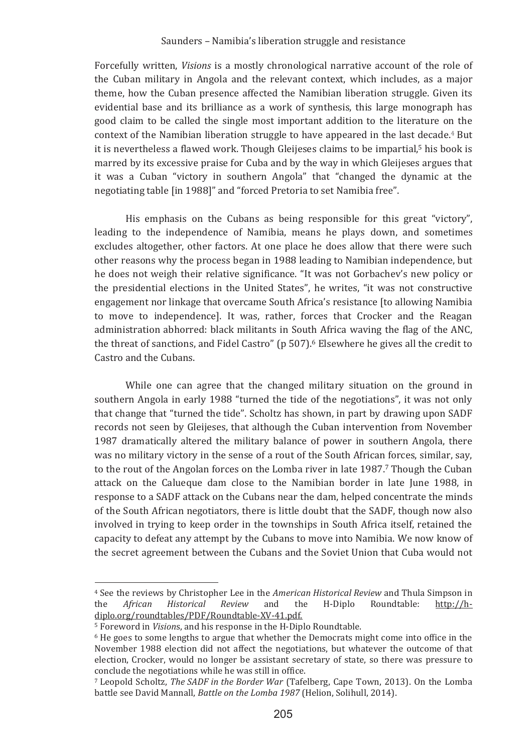Forcefully written, *Visions* is a mostly chronological narrative account of the role of the Cuban military in Angola and the relevant context, which includes, as a major theme, how the Cuban presence affected the Namibian liberation struggle. Given its evidential base and its brilliance as a work of synthesis, this large monograph has good claim to be called the single most important addition to the literature on the context of the Namibian liberation struggle to have appeared in the last decade.[4] But it is nevertheless a flawed work. Though Gleijeses claims to be impartial,[5] his book is marred by its excessive praise for Cuba and by the way in which Gleijeses argues that it was a Cuban "victory in southern Angola" that "changed the dynamic at the negotiating table [in 1988]" and "forced Pretoria to set Namibia free".

His emphasis on the Cubans as being responsible for this great "victory", leading to the independence of Namibia, means he plays down, and sometimes excludes altogether, other factors. At one place he does allow that there were such other reasons why the process began in 1988 leading to Namibian independence, but he does not weigh their relative significance. "It was not Gorbachev's new policy or the presidential elections in the United States", he writes, "it was not constructive engagement nor linkage that overcame South Africa's resistance [to allowing Namibia to move to independence]. It was, rather, forces that Crocker and the Reagan administration abhorred: black militants in South Africa waving the flag of the ANC, the threat of sanctions, and Fidel Castro" (p 507).[6] Elsewhere he gives all the credit to Castro and the Cubans.

While one can agree that the changed military situation on the ground in southern Angola in early 1988 "turned the tide of the negotiations", it was not only that change that "turned the tide". Scholtz has shown, in part by drawing upon SADF records not seen by Gleijeses, that although the Cuban intervention from November 1987 dramatically altered the military balance of power in southern Angola, there was no military victory in the sense of a rout of the South African forces, similar, say, to the rout of the Angolan forces on the Lomba river in late 1987.[7] Though the Cuban attack on the Calueque dam close to the Namibian border in late June 1988, in response to a SADF attack on the Cubans near the dam, helped concentrate the minds of the South African negotiators, there is little doubt that the SADF, though now also involved in trying to keep order in the townships in South Africa itself, retained the capacity to defeat any attempt by the Cubans to move into Namibia. We now know of the secret agreement between the Cubans and the Soviet Union that Cuba would not

---

[4] See the reviews by Christopher Lee in the *American Historical Review* and Thula Simpson in the *African Historical Review* and the H-Diplo Roundtable: http://h-diplo.org/roundtables/PDF/Roundtable-XV-41.pdf.

[5] Foreword in *Visions*, and his response in the H-Diplo Roundtable.

[6] He goes to some lengths to argue that whether the Democrats might come into office in the November 1988 election did not affect the negotiations, but whatever the outcome of that election, Crocker, would no longer be assistant secretary of state, so there was pressure to conclude the negotiations while he was still in office.

[7] Leopold Scholtz, *The SADF in the Border War* (Tafelberg, Cape Town, 2013). On the Lomba battle see David Mannall, *Battle on the Lomba 1987* (Helion, Solihull, 2014).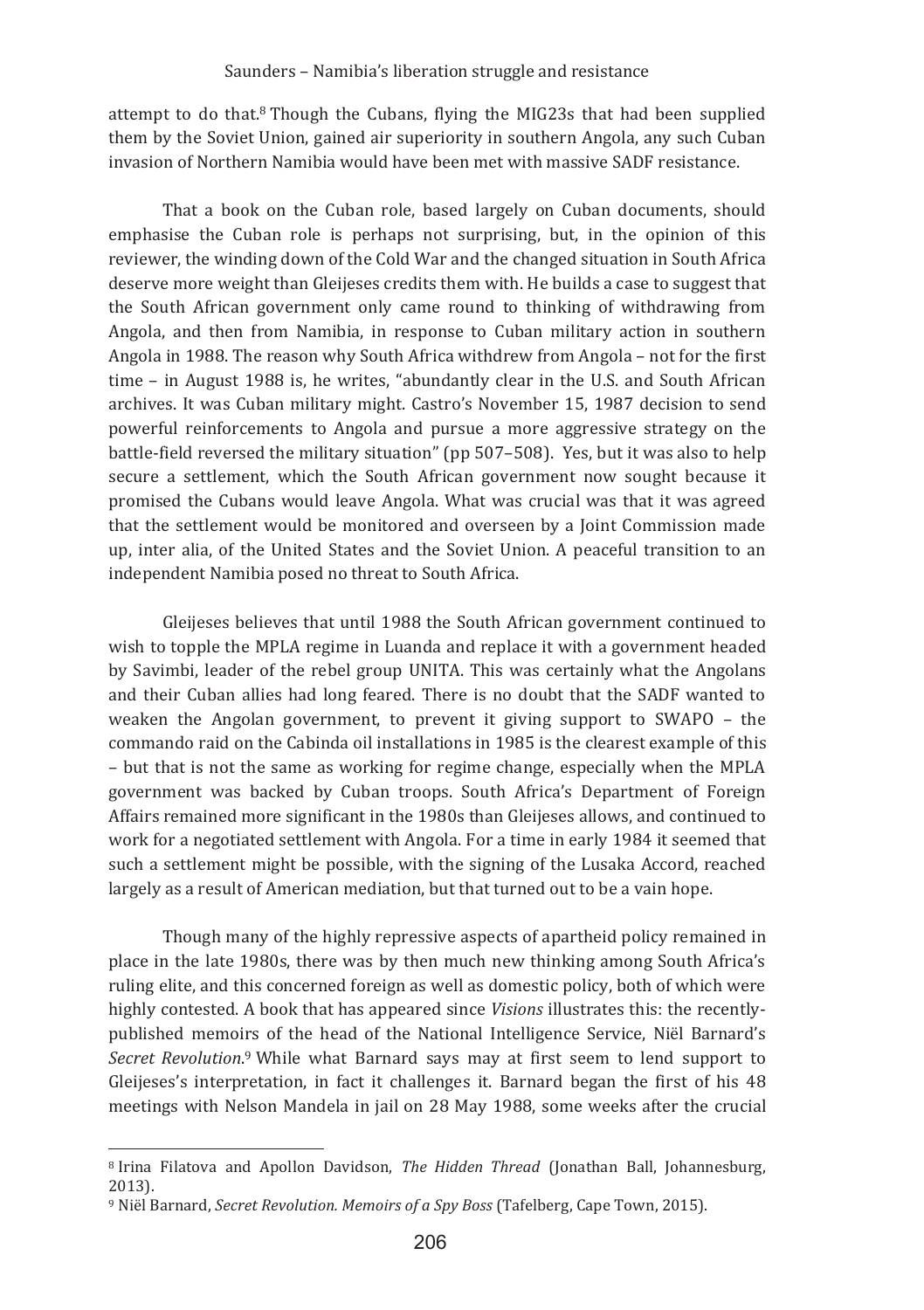attempt to do that.[8] Though the Cubans, flying the MIG23s that had been supplied them by the Soviet Union, gained air superiority in southern Angola, any such Cuban invasion of Northern Namibia would have been met with massive SADF resistance.

That a book on the Cuban role, based largely on Cuban documents, should emphasise the Cuban role is perhaps not surprising, but, in the opinion of this reviewer, the winding down of the Cold War and the changed situation in South Africa deserve more weight than Gleijeses credits them with. He builds a case to suggest that the South African government only came round to thinking of withdrawing from Angola, and then from Namibia, in response to Cuban military action in southern Angola in 1988. The reason why South Africa withdrew from Angola – not for the first time – in August 1988 is, he writes, "abundantly clear in the U.S. and South African archives. It was Cuban military might. Castro's November 15, 1987 decision to send powerful reinforcements to Angola and pursue a more aggressive strategy on the battle-field reversed the military situation" (pp 507–508). Yes, but it was also to help secure a settlement, which the South African government now sought because it promised the Cubans would leave Angola. What was crucial was that it was agreed that the settlement would be monitored and overseen by a Joint Commission made up, inter alia, of the United States and the Soviet Union. A peaceful transition to an independent Namibia posed no threat to South Africa.

Gleijeses believes that until 1988 the South African government continued to wish to topple the MPLA regime in Luanda and replace it with a government headed by Savimbi, leader of the rebel group UNITA. This was certainly what the Angolans and their Cuban allies had long feared. There is no doubt that the SADF wanted to weaken the Angolan government, to prevent it giving support to SWAPO – the commando raid on the Cabinda oil installations in 1985 is the clearest example of this – but that is not the same as working for regime change, especially when the MPLA government was backed by Cuban troops. South Africa's Department of Foreign Affairs remained more significant in the 1980s than Gleijeses allows, and continued to work for a negotiated settlement with Angola. For a time in early 1984 it seemed that such a settlement might be possible, with the signing of the Lusaka Accord, reached largely as a result of American mediation, but that turned out to be a vain hope.

Though many of the highly repressive aspects of apartheid policy remained in place in the late 1980s, there was by then much new thinking among South Africa's ruling elite, and this concerned foreign as well as domestic policy, both of which were highly contested. A book that has appeared since *Visions* illustrates this: the recently-published memoirs of the head of the National Intelligence Service, Niël Barnard's *Secret Revolution*.[9] While what Barnard says may at first seem to lend support to Gleijeses's interpretation, in fact it challenges it. Barnard began the first of his 48 meetings with Nelson Mandela in jail on 28 May 1988, some weeks after the crucial

---

[8] Irina Filatova and Apollon Davidson, *The Hidden Thread* (Jonathan Ball, Johannesburg, 2013).

[9] Niël Barnard, *Secret Revolution. Memoirs of a Spy Boss* (Tafelberg, Cape Town, 2015).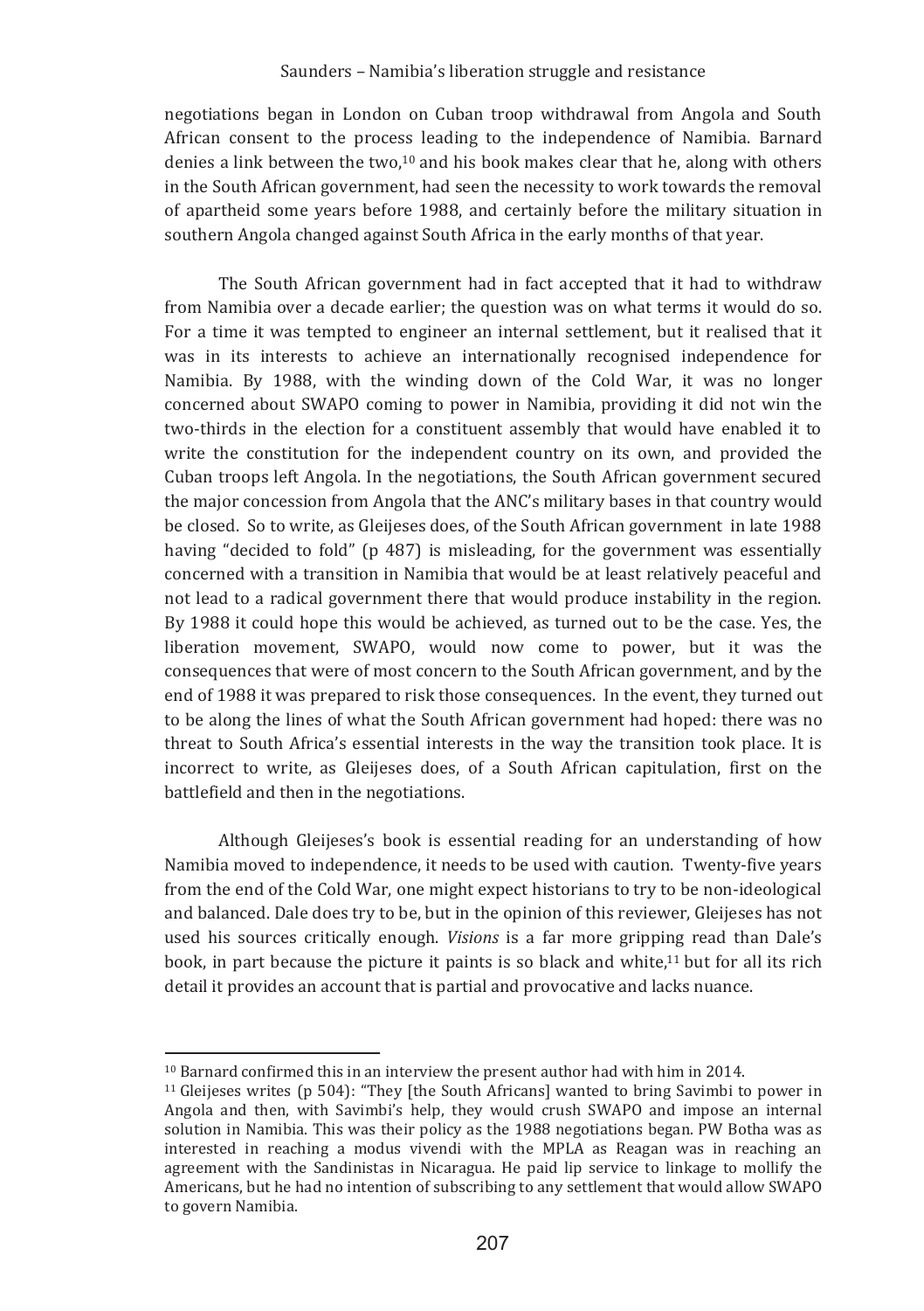negotiations began in London on Cuban troop withdrawal from Angola and South African consent to the process leading to the independence of Namibia. Barnard denies a link between the two,[10] and his book makes clear that he, along with others in the South African government, had seen the necessity to work towards the removal of apartheid some years before 1988, and certainly before the military situation in southern Angola changed against South Africa in the early months of that year.

The South African government had in fact accepted that it had to withdraw from Namibia over a decade earlier; the question was on what terms it would do so. For a time it was tempted to engineer an internal settlement, but it realised that it was in its interests to achieve an internationally recognised independence for Namibia. By 1988, with the winding down of the Cold War, it was no longer concerned about SWAPO coming to power in Namibia, providing it did not win the two-thirds in the election for a constituent assembly that would have enabled it to write the constitution for the independent country on its own, and provided the Cuban troops left Angola. In the negotiations, the South African government secured the major concession from Angola that the ANC's military bases in that country would be closed. So to write, as Gleijeses does, of the South African government in late 1988 having "decided to fold" (p 487) is misleading, for the government was essentially concerned with a transition in Namibia that would be at least relatively peaceful and not lead to a radical government there that would produce instability in the region. By 1988 it could hope this would be achieved, as turned out to be the case. Yes, the liberation movement, SWAPO, would now come to power, but it was the consequences that were of most concern to the South African government, and by the end of 1988 it was prepared to risk those consequences. In the event, they turned out to be along the lines of what the South African government had hoped: there was no threat to South Africa's essential interests in the way the transition took place. It is incorrect to write, as Gleijeses does, of a South African capitulation, first on the battlefield and then in the negotiations.

Although Gleijeses's book is essential reading for an understanding of how Namibia moved to independence, it needs to be used with caution. Twenty-five years from the end of the Cold War, one might expect historians to try to be non-ideological and balanced. Dale does try to be, but in the opinion of this reviewer, Gleijeses has not used his sources critically enough. *Visions* is a far more gripping read than Dale's book, in part because the picture it paints is so black and white,[11] but for all its rich detail it provides an account that is partial and provocative and lacks nuance.

---

[10] Barnard confirmed this in an interview the present author had with him in 2014.

[11] Gleijeses writes (p 504): "They [the South Africans] wanted to bring Savimbi to power in Angola and then, with Savimbi's help, they would crush SWAPO and impose an internal solution in Namibia. This was their policy as the 1988 negotiations began. PW Botha was as interested in reaching a modus vivendi with the MPLA as Reagan was in reaching an agreement with the Sandinistas in Nicaragua. He paid lip service to linkage to mollify the Americans, but he had no intention of subscribing to any settlement that would allow SWAPO to govern Namibia.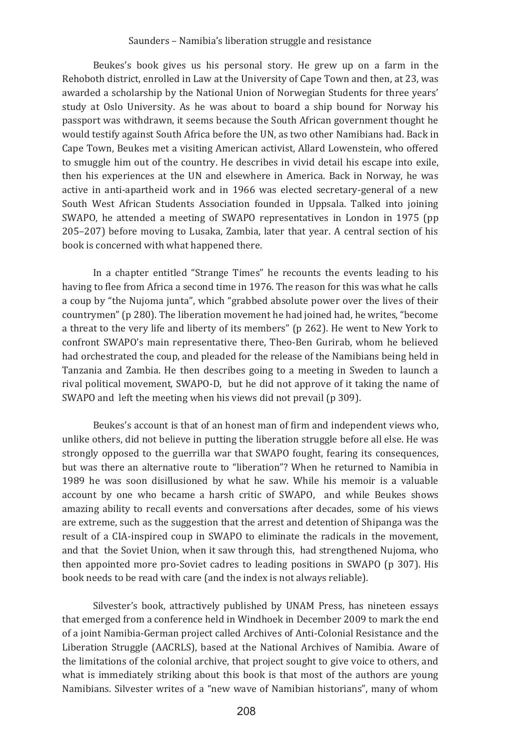Beukes's book gives us his personal story. He grew up on a farm in the Rehoboth district, enrolled in Law at the University of Cape Town and then, at 23, was awarded a scholarship by the National Union of Norwegian Students for three years' study at Oslo University. As he was about to board a ship bound for Norway his passport was withdrawn, it seems because the South African government thought he would testify against South Africa before the UN, as two other Namibians had. Back in Cape Town, Beukes met a visiting American activist, Allard Lowenstein, who offered to smuggle him out of the country. He describes in vivid detail his escape into exile, then his experiences at the UN and elsewhere in America. Back in Norway, he was active in anti-apartheid work and in 1966 was elected secretary-general of a new South West African Students Association founded in Uppsala. Talked into joining SWAPO, he attended a meeting of SWAPO representatives in London in 1975 (pp 205–207) before moving to Lusaka, Zambia, later that year. A central section of his book is concerned with what happened there.

In a chapter entitled "Strange Times" he recounts the events leading to his having to flee from Africa a second time in 1976. The reason for this was what he calls a coup by "the Nujoma junta", which "grabbed absolute power over the lives of their countrymen" (p 280). The liberation movement he had joined had, he writes, "become a threat to the very life and liberty of its members" (p 262). He went to New York to confront SWAPO's main representative there, Theo-Ben Gurirab, whom he believed had orchestrated the coup, and pleaded for the release of the Namibians being held in Tanzania and Zambia. He then describes going to a meeting in Sweden to launch a rival political movement, SWAPO-D, but he did not approve of it taking the name of SWAPO and left the meeting when his views did not prevail (p 309).

Beukes's account is that of an honest man of firm and independent views who, unlike others, did not believe in putting the liberation struggle before all else. He was strongly opposed to the guerrilla war that SWAPO fought, fearing its consequences, but was there an alternative route to "liberation"? When he returned to Namibia in 1989 he was soon disillusioned by what he saw. While his memoir is a valuable account by one who became a harsh critic of SWAPO, and while Beukes shows amazing ability to recall events and conversations after decades, some of his views are extreme, such as the suggestion that the arrest and detention of Shipanga was the result of a CIA-inspired coup in SWAPO to eliminate the radicals in the movement, and that the Soviet Union, when it saw through this, had strengthened Nujoma, who then appointed more pro-Soviet cadres to leading positions in SWAPO (p 307). His book needs to be read with care (and the index is not always reliable).

Silvester's book, attractively published by UNAM Press, has nineteen essays that emerged from a conference held in Windhoek in December 2009 to mark the end of a joint Namibia-German project called Archives of Anti-Colonial Resistance and the Liberation Struggle (AACRLS), based at the National Archives of Namibia. Aware of the limitations of the colonial archive, that project sought to give voice to others, and what is immediately striking about this book is that most of the authors are young Namibians. Silvester writes of a "new wave of Namibian historians", many of whom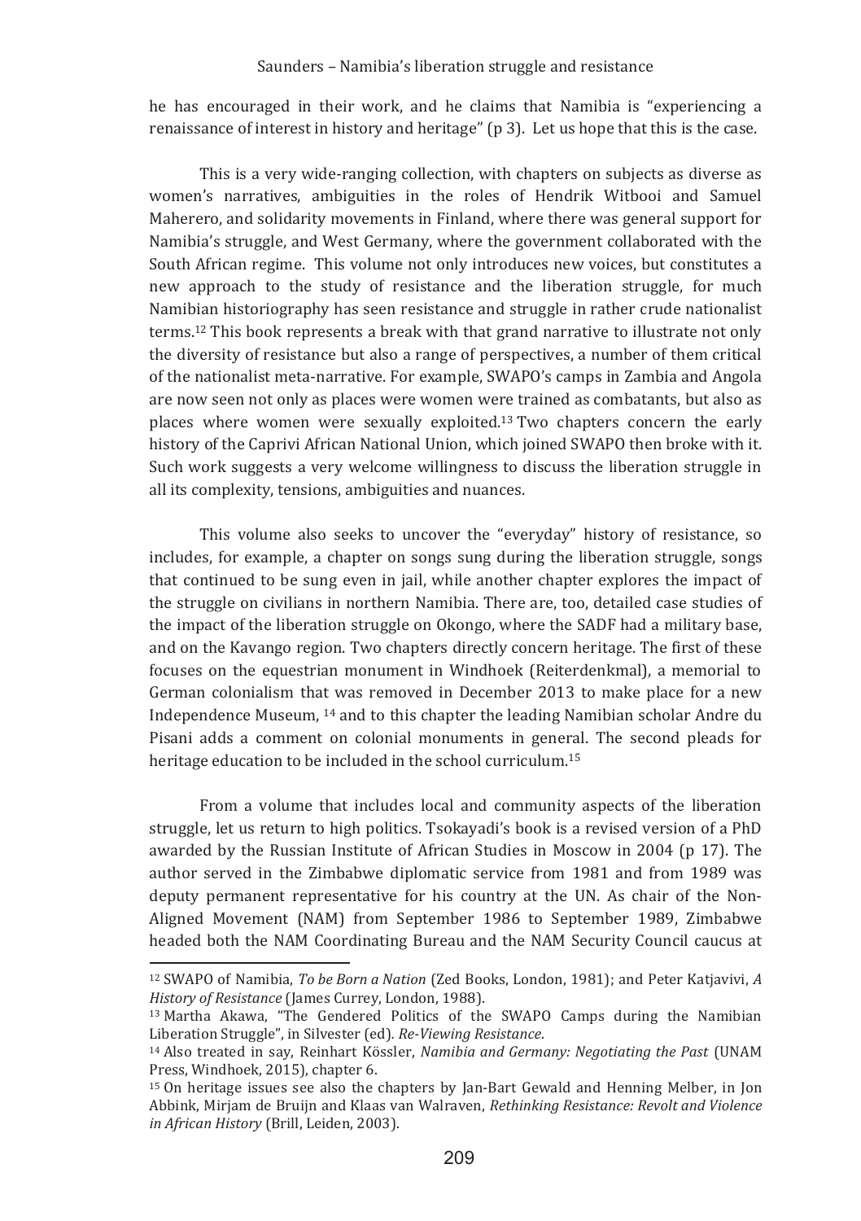he has encouraged in their work, and he claims that Namibia is "experiencing a renaissance of interest in history and heritage" (p 3). Let us hope that this is the case.

This is a very wide-ranging collection, with chapters on subjects as diverse as women's narratives, ambiguities in the roles of Hendrik Witbooi and Samuel Maherero, and solidarity movements in Finland, where there was general support for Namibia's struggle, and West Germany, where the government collaborated with the South African regime. This volume not only introduces new voices, but constitutes a new approach to the study of resistance and the liberation struggle, for much Namibian historiography has seen resistance and struggle in rather crude nationalist terms.[12] This book represents a break with that grand narrative to illustrate not only the diversity of resistance but also a range of perspectives, a number of them critical of the nationalist meta-narrative. For example, SWAPO's camps in Zambia and Angola are now seen not only as places were women were trained as combatants, but also as places where women were sexually exploited.[13] Two chapters concern the early history of the Caprivi African National Union, which joined SWAPO then broke with it. Such work suggests a very welcome willingness to discuss the liberation struggle in all its complexity, tensions, ambiguities and nuances.

This volume also seeks to uncover the "everyday" history of resistance, so includes, for example, a chapter on songs sung during the liberation struggle, songs that continued to be sung even in jail, while another chapter explores the impact of the struggle on civilians in northern Namibia. There are, too, detailed case studies of the impact of the liberation struggle on Okongo, where the SADF had a military base, and on the Kavango region. Two chapters directly concern heritage. The first of these focuses on the equestrian monument in Windhoek (Reiterdenkmal), a memorial to German colonialism that was removed in December 2013 to make place for a new Independence Museum, [14] and to this chapter the leading Namibian scholar Andre du Pisani adds a comment on colonial monuments in general. The second pleads for heritage education to be included in the school curriculum.[15]

From a volume that includes local and community aspects of the liberation struggle, let us return to high politics. Tsokayadi's book is a revised version of a PhD awarded by the Russian Institute of African Studies in Moscow in 2004 (p 17). The author served in the Zimbabwe diplomatic service from 1981 and from 1989 was deputy permanent representative for his country at the UN. As chair of the Non-Aligned Movement (NAM) from September 1986 to September 1989, Zimbabwe headed both the NAM Coordinating Bureau and the NAM Security Council caucus at

---

[12] SWAPO of Namibia, *To be Born a Nation* (Zed Books, London, 1981); and Peter Katjavivi, *A History of Resistance* (James Currey, London, 1988).

[13] Martha Akawa, "The Gendered Politics of the SWAPO Camps during the Namibian Liberation Struggle", in Silvester (ed). *Re-Viewing Resistance*.

[14] Also treated in say, Reinhart Kössler, *Namibia and Germany: Negotiating the Past* (UNAM Press, Windhoek, 2015), chapter 6.

[15] On heritage issues see also the chapters by Jan-Bart Gewald and Henning Melber, in Jon Abbink, Mirjam de Bruijn and Klaas van Walraven, *Rethinking Resistance: Revolt and Violence in African History* (Brill, Leiden, 2003).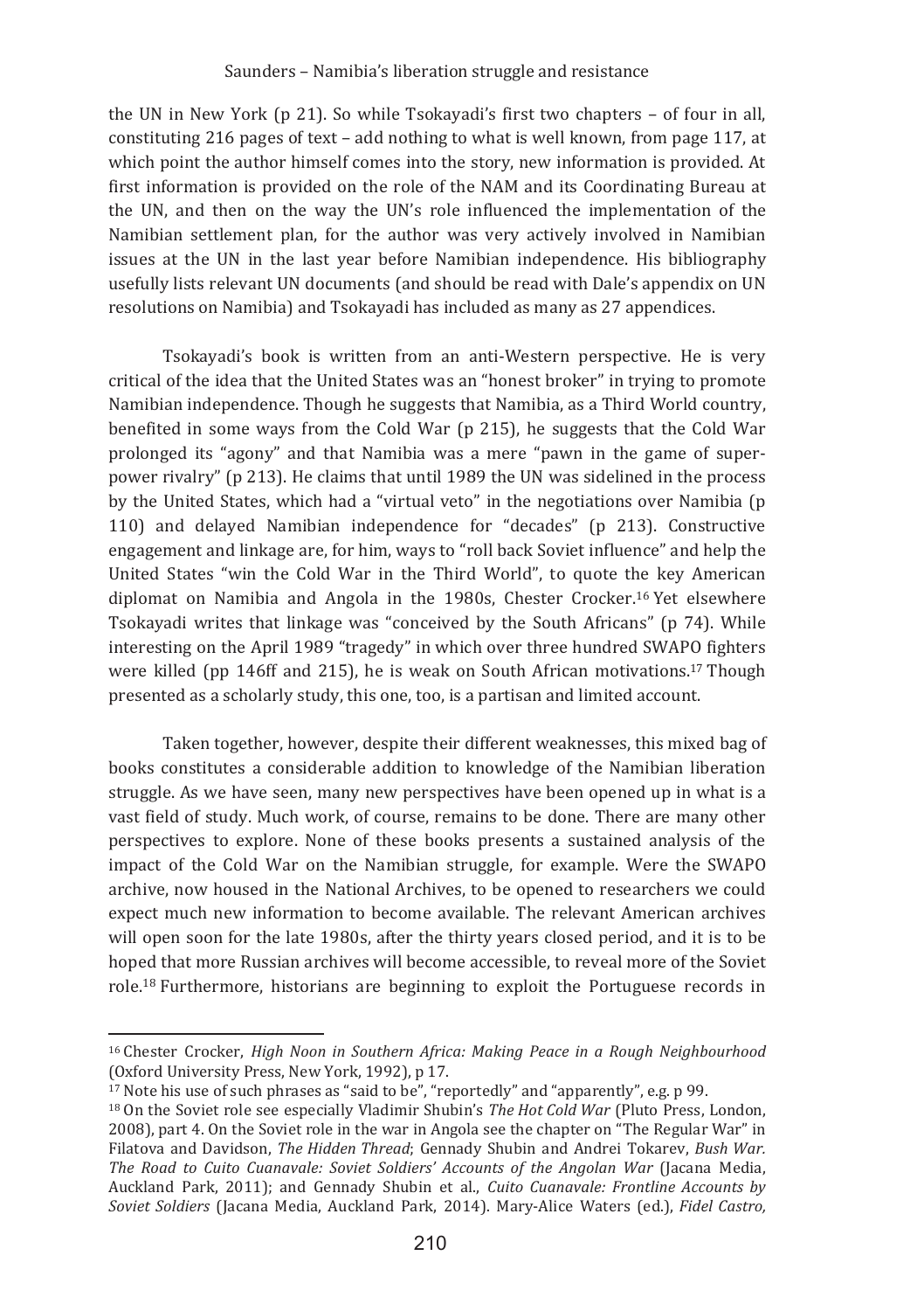the UN in New York (p 21). So while Tsokayadi's first two chapters – of four in all, constituting 216 pages of text – add nothing to what is well known, from page 117, at which point the author himself comes into the story, new information is provided. At first information is provided on the role of the NAM and its Coordinating Bureau at the UN, and then on the way the UN's role influenced the implementation of the Namibian settlement plan, for the author was very actively involved in Namibian issues at the UN in the last year before Namibian independence. His bibliography usefully lists relevant UN documents (and should be read with Dale's appendix on UN resolutions on Namibia) and Tsokayadi has included as many as 27 appendices.

Tsokayadi's book is written from an anti-Western perspective. He is very critical of the idea that the United States was an "honest broker" in trying to promote Namibian independence. Though he suggests that Namibia, as a Third World country, benefited in some ways from the Cold War (p 215), he suggests that the Cold War prolonged its "agony" and that Namibia was a mere "pawn in the game of super-power rivalry" (p 213). He claims that until 1989 the UN was sidelined in the process by the United States, which had a "virtual veto" in the negotiations over Namibia (p 110) and delayed Namibian independence for "decades" (p 213). Constructive engagement and linkage are, for him, ways to "roll back Soviet influence" and help the United States "win the Cold War in the Third World", to quote the key American diplomat on Namibia and Angola in the 1980s, Chester Crocker.[16] Yet elsewhere Tsokayadi writes that linkage was "conceived by the South Africans" (p 74). While interesting on the April 1989 "tragedy" in which over three hundred SWAPO fighters were killed (pp 146ff and 215), he is weak on South African motivations.[17] Though presented as a scholarly study, this one, too, is a partisan and limited account.

Taken together, however, despite their different weaknesses, this mixed bag of books constitutes a considerable addition to knowledge of the Namibian liberation struggle. As we have seen, many new perspectives have been opened up in what is a vast field of study. Much work, of course, remains to be done. There are many other perspectives to explore. None of these books presents a sustained analysis of the impact of the Cold War on the Namibian struggle, for example. Were the SWAPO archive, now housed in the National Archives, to be opened to researchers we could expect much new information to become available. The relevant American archives will open soon for the late 1980s, after the thirty years closed period, and it is to be hoped that more Russian archives will become accessible, to reveal more of the Soviet role.[18] Furthermore, historians are beginning to exploit the Portuguese records in

---

[16] Chester Crocker, *High Noon in Southern Africa: Making Peace in a Rough Neighbourhood* (Oxford University Press, New York, 1992), p 17.

[17] Note his use of such phrases as "said to be", "reportedly" and "apparently", e.g. p 99.

[18] On the Soviet role see especially Vladimir Shubin's *The Hot Cold War* (Pluto Press, London, 2008), part 4. On the Soviet role in the war in Angola see the chapter on "The Regular War" in Filatova and Davidson, *The Hidden Thread*; Gennady Shubin and Andrei Tokarev, *Bush War. The Road to Cuito Cuanavale: Soviet Soldiers' Accounts of the Angolan War* (Jacana Media, Auckland Park, 2011); and Gennady Shubin et al., *Cuito Cuanavale: Frontline Accounts by Soviet Soldiers* (Jacana Media, Auckland Park, 2014). Mary-Alice Waters (ed.), *Fidel Castro,*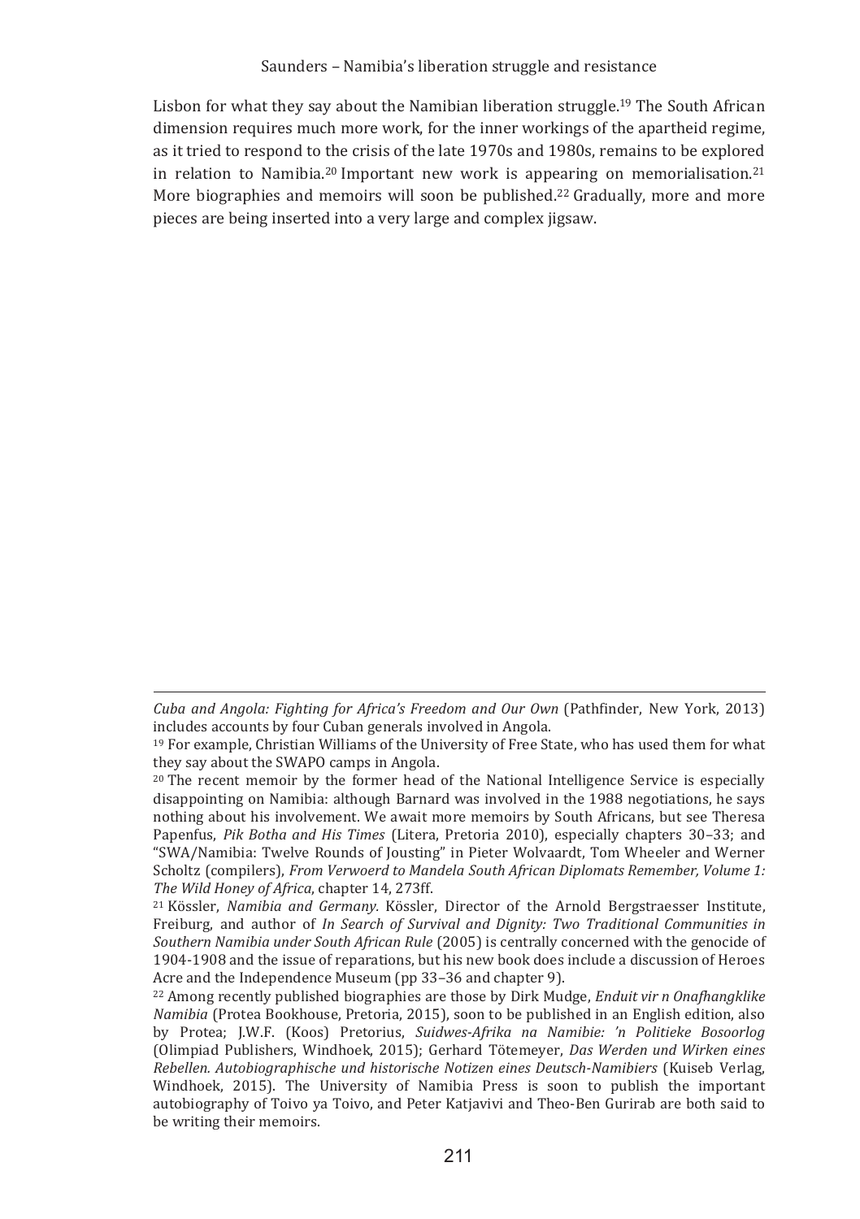Lisbon for what they say about the Namibian liberation struggle.[19] The South African dimension requires much more work, for the inner workings of the apartheid regime, as it tried to respond to the crisis of the late 1970s and 1980s, remains to be explored in relation to Namibia.[20] Important new work is appearing on memorialisation.[21] More biographies and memoirs will soon be published.[22] Gradually, more and more pieces are being inserted into a very large and complex jigsaw.

---

*Cuba and Angola: Fighting for Africa's Freedom and Our Own* (Pathfinder, New York, 2013) includes accounts by four Cuban generals involved in Angola.

[19] For example, Christian Williams of the University of Free State, who has used them for what they say about the SWAPO camps in Angola.

[20] The recent memoir by the former head of the National Intelligence Service is especially disappointing on Namibia: although Barnard was involved in the 1988 negotiations, he says nothing about his involvement. We await more memoirs by South Africans, but see Theresa Papenfus, *Pik Botha and His Times* (Litera, Pretoria 2010), especially chapters 30–33; and "SWA/Namibia: Twelve Rounds of Jousting" in Pieter Wolvaardt, Tom Wheeler and Werner Scholtz (compilers), *From Verwoerd to Mandela South African Diplomats Remember, Volume 1: The Wild Honey of Africa*, chapter 14, 273ff.

[21] Kössler, *Namibia and Germany.* Kössler, Director of the Arnold Bergstraesser Institute, Freiburg, and author of *In Search of Survival and Dignity: Two Traditional Communities in Southern Namibia under South African Rule* (2005) is centrally concerned with the genocide of 1904-1908 and the issue of reparations, but his new book does include a discussion of Heroes Acre and the Independence Museum (pp 33–36 and chapter 9).

[22] Among recently published biographies are those by Dirk Mudge, *Enduit vir n Onafhangklike Namibia* (Protea Bookhouse, Pretoria, 2015), soon to be published in an English edition, also by Protea; J.W.F. (Koos) Pretorius, *Suidwes-Afrika na Namibie: 'n Politieke Bosoorlog* (Olimpiad Publishers, Windhoek, 2015); Gerhard Tötemeyer, *Das Werden und Wirken eines Rebellen. Autobiographische und historische Notizen eines Deutsch-Namibiers* (Kuiseb Verlag, Windhoek, 2015). The University of Namibia Press is soon to publish the important autobiography of Toivo ya Toivo, and Peter Katjavivi and Theo-Ben Gurirab are both said to be writing their memoirs.